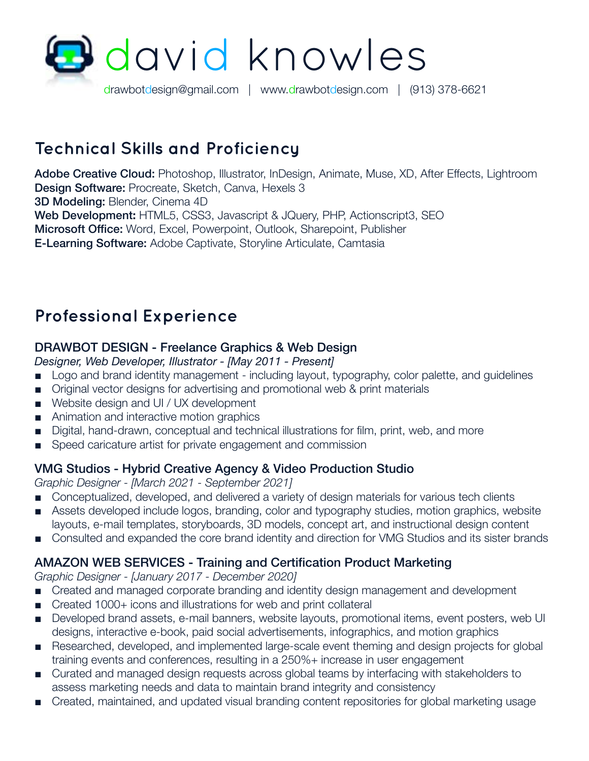# david knowles

drawbotdesign@gmail.com | www.drawbotdesign.com | (913) 378-6621

## Technical Skills and Proficiency

**Adobe Creative Cloud:** Photoshop, Illustrator, InDesign, Animate, Muse, XD, After Effects, Lightroom
**Design Software:** Procreate, Sketch, Canva, Hexels 3
**3D Modeling:** Blender, Cinema 4D
**Web Development:** HTML5, CSS3, Javascript & JQuery, PHP, Actionscript3, SEO
**Microsoft Office:** Word, Excel, Powerpoint, Outlook, Sharepoint, Publisher
**E-Learning Software:** Adobe Captivate, Storyline Articulate, Camtasia

## Professional Experience

### DRAWBOT DESIGN - Freelance Graphics & Web Design

*Designer, Web Developer, Illustrator - [May 2011 - Present]*

- Logo and brand identity management - including layout, typography, color palette, and guidelines
- Original vector designs for advertising and promotional web & print materials
- Website design and UI / UX development
- Animation and interactive motion graphics
- Digital, hand-drawn, conceptual and technical illustrations for film, print, web, and more
- Speed caricature artist for private engagement and commission

### VMG Studios - Hybrid Creative Agency & Video Production Studio

*Graphic Designer - [March 2021 - September 2021]*

- Conceptualized, developed, and delivered a variety of design materials for various tech clients
- Assets developed include logos, branding, color and typography studies, motion graphics, website layouts, e-mail templates, storyboards, 3D models, concept art, and instructional design content
- Consulted and expanded the core brand identity and direction for VMG Studios and its sister brands

### AMAZON WEB SERVICES - Training and Certification Product Marketing

*Graphic Designer - [January 2017 - December 2020]*

- Created and managed corporate branding and identity design management and development
- Created 1000+ icons and illustrations for web and print collateral
- Developed brand assets, e-mail banners, website layouts, promotional items, event posters, web UI designs, interactive e-book, paid social advertisements, infographics, and motion graphics
- Researched, developed, and implemented large-scale event theming and design projects for global training events and conferences, resulting in a 250%+ increase in user engagement
- Curated and managed design requests across global teams by interfacing with stakeholders to assess marketing needs and data to maintain brand integrity and consistency
- Created, maintained, and updated visual branding content repositories for global marketing usage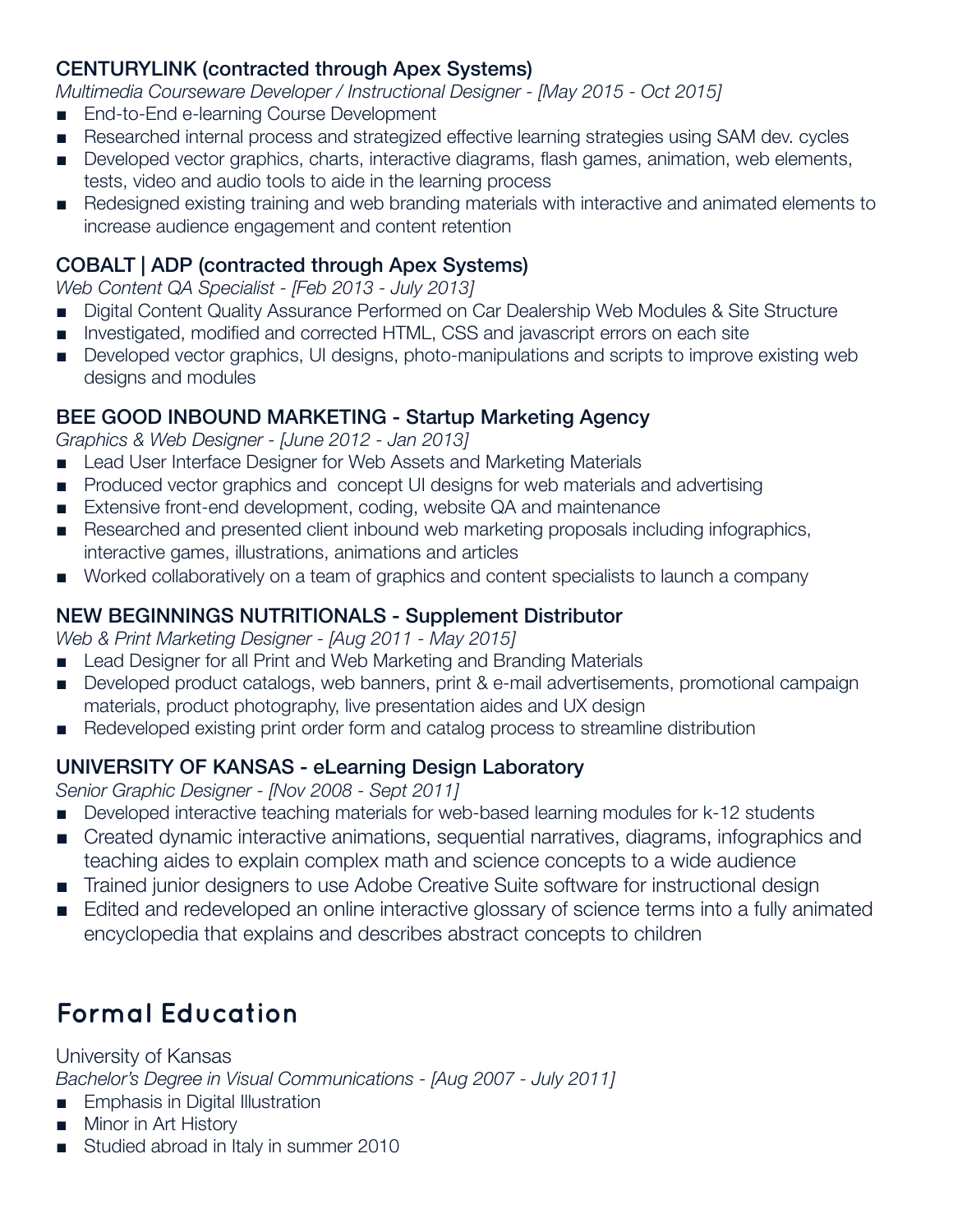### CENTURYLINK (contracted through Apex Systems)

*Multimedia Courseware Developer / Instructional Designer - [May 2015 - Oct 2015]*

- End-to-End e-learning Course Development
- Researched internal process and strategized effective learning strategies using SAM dev. cycles
- Developed vector graphics, charts, interactive diagrams, flash games, animation, web elements, tests, video and audio tools to aide in the learning process
- Redesigned existing training and web branding materials with interactive and animated elements to increase audience engagement and content retention

### COBALT | ADP (contracted through Apex Systems)

*Web Content QA Specialist - [Feb 2013 - July 2013]*

- Digital Content Quality Assurance Performed on Car Dealership Web Modules & Site Structure
- Investigated, modified and corrected HTML, CSS and javascript errors on each site
- Developed vector graphics, UI designs, photo-manipulations and scripts to improve existing web designs and modules

### BEE GOOD INBOUND MARKETING - Startup Marketing Agency

*Graphics & Web Designer - [June 2012 - Jan 2013]*

- Lead User Interface Designer for Web Assets and Marketing Materials
- Produced vector graphics and concept UI designs for web materials and advertising
- Extensive front-end development, coding, website QA and maintenance
- Researched and presented client inbound web marketing proposals including infographics, interactive games, illustrations, animations and articles
- Worked collaboratively on a team of graphics and content specialists to launch a company

### NEW BEGINNINGS NUTRITIONALS - Supplement Distributor

*Web & Print Marketing Designer - [Aug 2011 - May 2015]*

- Lead Designer for all Print and Web Marketing and Branding Materials
- Developed product catalogs, web banners, print & e-mail advertisements, promotional campaign materials, product photography, live presentation aides and UX design
- Redeveloped existing print order form and catalog process to streamline distribution

### UNIVERSITY OF KANSAS - eLearning Design Laboratory

*Senior Graphic Designer - [Nov 2008 - Sept 2011]*

- Developed interactive teaching materials for web-based learning modules for k-12 students
- Created dynamic interactive animations, sequential narratives, diagrams, infographics and teaching aides to explain complex math and science concepts to a wide audience
- Trained junior designers to use Adobe Creative Suite software for instructional design
- Edited and redeveloped an online interactive glossary of science terms into a fully animated encyclopedia that explains and describes abstract concepts to children

## Formal Education

University of Kansas

*Bachelor's Degree in Visual Communications - [Aug 2007 - July 2011]*

- Emphasis in Digital Illustration
- Minor in Art History
- Studied abroad in Italy in summer 2010